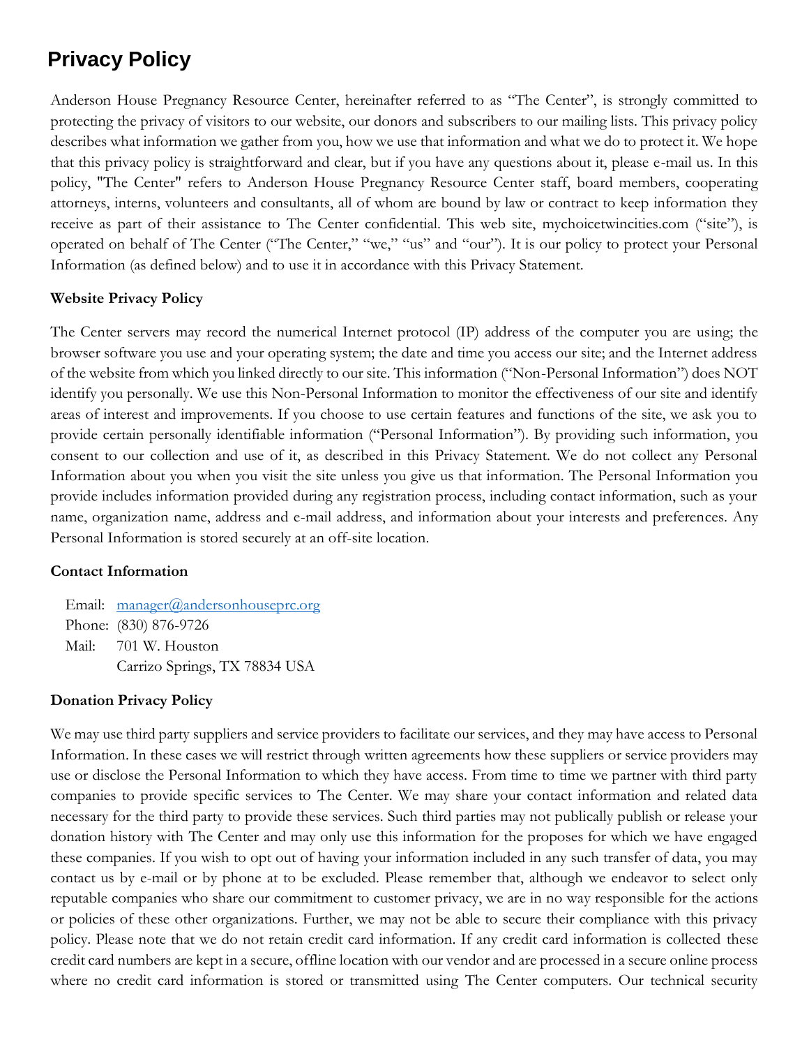# Privacy Policy

Anderson House Pregnancy Resource Center, hereinafter referred to as "The Center", is strongly committed to protecting the privacy of visitors to our website, our donors and subscribers to our mailing lists. This privacy policy describes what information we gather from you, how we use that information and what we do to protect it. We hope that this privacy policy is straightforward and clear, but if you have any questions about it, please e-mail us. In this policy, "The Center" refers to Anderson House Pregnancy Resource Center staff, board members, cooperating attorneys, interns, volunteers and consultants, all of whom are bound by law or contract to keep information they receive as part of their assistance to The Center confidential. This web site, mychoicetwincities.com ("site"), is operated on behalf of The Center ("The Center," "we," "us" and "our"). It is our policy to protect your Personal Information (as defined below) and to use it in accordance with this Privacy Statement.

**Website Privacy Policy**

The Center servers may record the numerical Internet protocol (IP) address of the computer you are using; the browser software you use and your operating system; the date and time you access our site; and the Internet address of the website from which you linked directly to our site. This information ("Non-Personal Information") does NOT identify you personally. We use this Non-Personal Information to monitor the effectiveness of our site and identify areas of interest and improvements. If you choose to use certain features and functions of the site, we ask you to provide certain personally identifiable information ("Personal Information"). By providing such information, you consent to our collection and use of it, as described in this Privacy Statement. We do not collect any Personal Information about you when you visit the site unless you give us that information. The Personal Information you provide includes information provided during any registration process, including contact information, such as your name, organization name, address and e-mail address, and information about your interests and preferences. Any Personal Information is stored securely at an off-site location.

**Contact Information**

Email: manager@andersonhouseprc.org
Phone: (830) 876-9726
Mail: 701 W. Houston
Carrizo Springs, TX 78834 USA

**Donation Privacy Policy**

We may use third party suppliers and service providers to facilitate our services, and they may have access to Personal Information. In these cases we will restrict through written agreements how these suppliers or service providers may use or disclose the Personal Information to which they have access. From time to time we partner with third party companies to provide specific services to The Center. We may share your contact information and related data necessary for the third party to provide these services. Such third parties may not publically publish or release your donation history with The Center and may only use this information for the proposes for which we have engaged these companies. If you wish to opt out of having your information included in any such transfer of data, you may contact us by e-mail or by phone at to be excluded. Please remember that, although we endeavor to select only reputable companies who share our commitment to customer privacy, we are in no way responsible for the actions or policies of these other organizations. Further, we may not be able to secure their compliance with this privacy policy. Please note that we do not retain credit card information. If any credit card information is collected these credit card numbers are kept in a secure, offline location with our vendor and are processed in a secure online process where no credit card information is stored or transmitted using The Center computers. Our technical security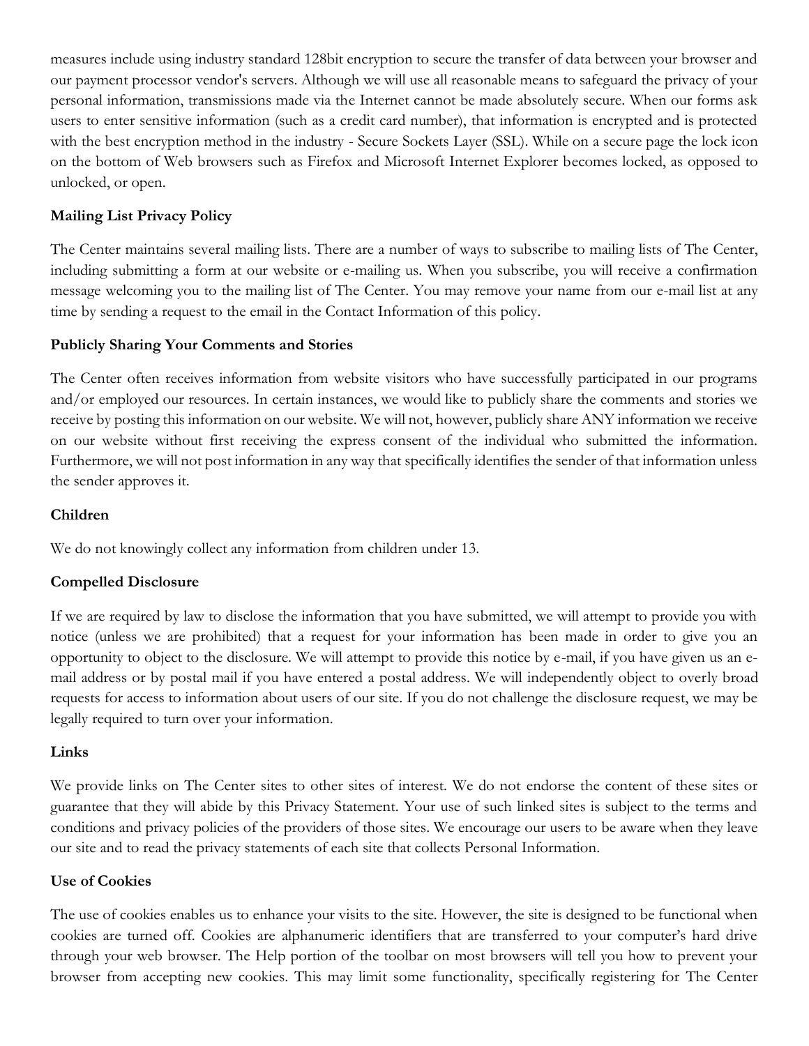measures include using industry standard 128bit encryption to secure the transfer of data between your browser and our payment processor vendor's servers. Although we will use all reasonable means to safeguard the privacy of your personal information, transmissions made via the Internet cannot be made absolutely secure. When our forms ask users to enter sensitive information (such as a credit card number), that information is encrypted and is protected with the best encryption method in the industry - Secure Sockets Layer (SSL). While on a secure page the lock icon on the bottom of Web browsers such as Firefox and Microsoft Internet Explorer becomes locked, as opposed to unlocked, or open.

**Mailing List Privacy Policy**

The Center maintains several mailing lists. There are a number of ways to subscribe to mailing lists of The Center, including submitting a form at our website or e-mailing us. When you subscribe, you will receive a confirmation message welcoming you to the mailing list of The Center. You may remove your name from our e-mail list at any time by sending a request to the email in the Contact Information of this policy.

**Publicly Sharing Your Comments and Stories**

The Center often receives information from website visitors who have successfully participated in our programs and/or employed our resources. In certain instances, we would like to publicly share the comments and stories we receive by posting this information on our website. We will not, however, publicly share ANY information we receive on our website without first receiving the express consent of the individual who submitted the information. Furthermore, we will not post information in any way that specifically identifies the sender of that information unless the sender approves it.

**Children**

We do not knowingly collect any information from children under 13.

**Compelled Disclosure**

If we are required by law to disclose the information that you have submitted, we will attempt to provide you with notice (unless we are prohibited) that a request for your information has been made in order to give you an opportunity to object to the disclosure. We will attempt to provide this notice by e-mail, if you have given us an e-mail address or by postal mail if you have entered a postal address. We will independently object to overly broad requests for access to information about users of our site. If you do not challenge the disclosure request, we may be legally required to turn over your information.

**Links**

We provide links on The Center sites to other sites of interest. We do not endorse the content of these sites or guarantee that they will abide by this Privacy Statement. Your use of such linked sites is subject to the terms and conditions and privacy policies of the providers of those sites. We encourage our users to be aware when they leave our site and to read the privacy statements of each site that collects Personal Information.

**Use of Cookies**

The use of cookies enables us to enhance your visits to the site. However, the site is designed to be functional when cookies are turned off. Cookies are alphanumeric identifiers that are transferred to your computer's hard drive through your web browser. The Help portion of the toolbar on most browsers will tell you how to prevent your browser from accepting new cookies. This may limit some functionality, specifically registering for The Center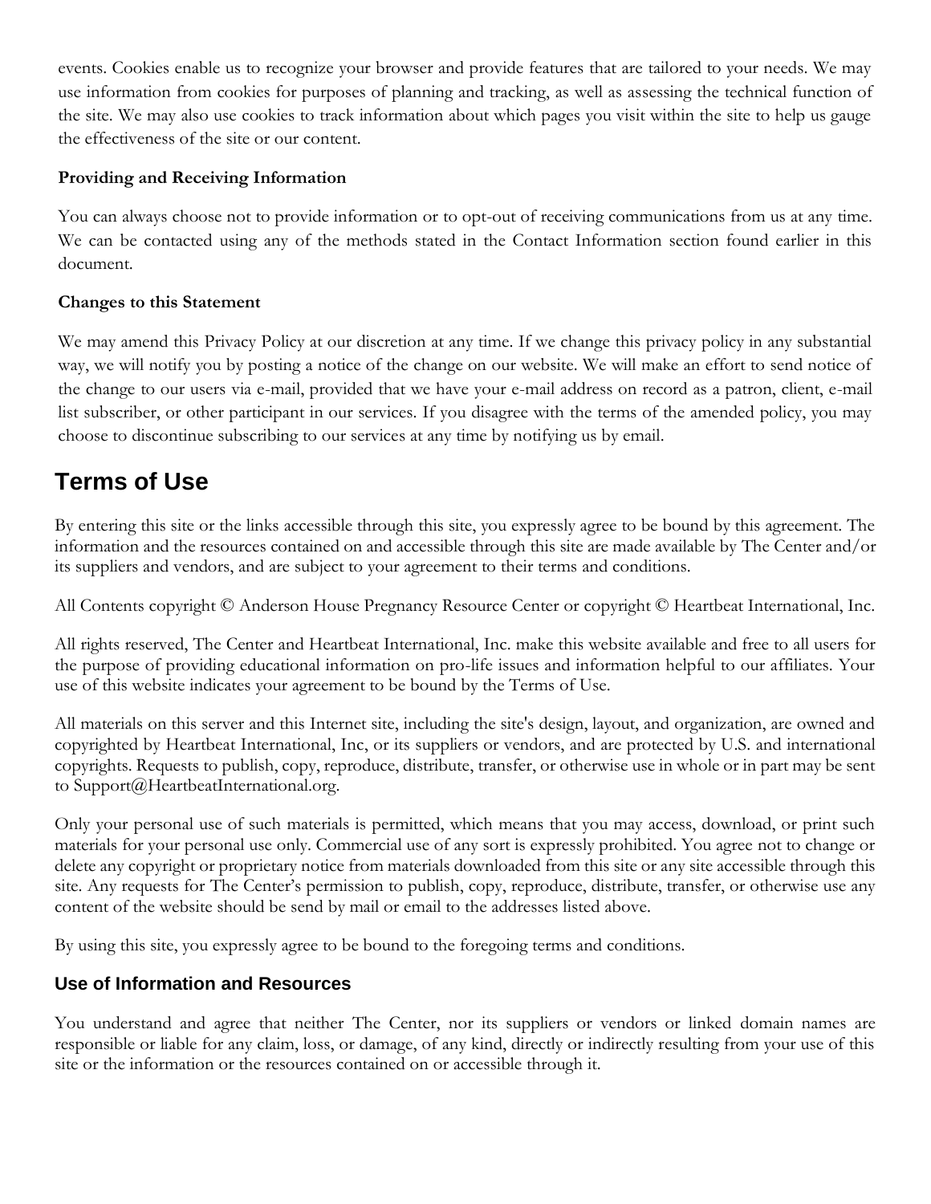events. Cookies enable us to recognize your browser and provide features that are tailored to your needs. We may use information from cookies for purposes of planning and tracking, as well as assessing the technical function of the site. We may also use cookies to track information about which pages you visit within the site to help us gauge the effectiveness of the site or our content.

**Providing and Receiving Information**

You can always choose not to provide information or to opt-out of receiving communications from us at any time. We can be contacted using any of the methods stated in the Contact Information section found earlier in this document.

**Changes to this Statement**

We may amend this Privacy Policy at our discretion at any time. If we change this privacy policy in any substantial way, we will notify you by posting a notice of the change on our website. We will make an effort to send notice of the change to our users via e-mail, provided that we have your e-mail address on record as a patron, client, e-mail list subscriber, or other participant in our services. If you disagree with the terms of the amended policy, you may choose to discontinue subscribing to our services at any time by notifying us by email.

## Terms of Use

By entering this site or the links accessible through this site, you expressly agree to be bound by this agreement. The information and the resources contained on and accessible through this site are made available by The Center and/or its suppliers and vendors, and are subject to your agreement to their terms and conditions.

All Contents copyright © Anderson House Pregnancy Resource Center or copyright © Heartbeat International, Inc.

All rights reserved, The Center and Heartbeat International, Inc. make this website available and free to all users for the purpose of providing educational information on pro-life issues and information helpful to our affiliates. Your use of this website indicates your agreement to be bound by the Terms of Use.

All materials on this server and this Internet site, including the site's design, layout, and organization, are owned and copyrighted by Heartbeat International, Inc, or its suppliers or vendors, and are protected by U.S. and international copyrights. Requests to publish, copy, reproduce, distribute, transfer, or otherwise use in whole or in part may be sent to Support@HeartbeatInternational.org.

Only your personal use of such materials is permitted, which means that you may access, download, or print such materials for your personal use only. Commercial use of any sort is expressly prohibited. You agree not to change or delete any copyright or proprietary notice from materials downloaded from this site or any site accessible through this site. Any requests for The Center's permission to publish, copy, reproduce, distribute, transfer, or otherwise use any content of the website should be send by mail or email to the addresses listed above.

By using this site, you expressly agree to be bound to the foregoing terms and conditions.

### Use of Information and Resources

You understand and agree that neither The Center, nor its suppliers or vendors or linked domain names are responsible or liable for any claim, loss, or damage, of any kind, directly or indirectly resulting from your use of this site or the information or the resources contained on or accessible through it.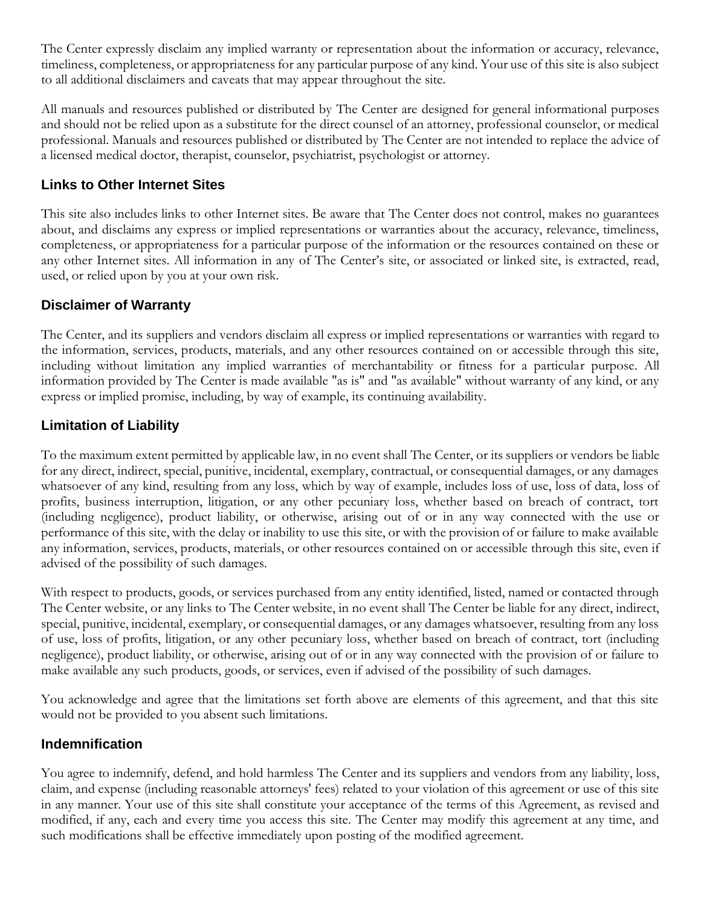The Center expressly disclaim any implied warranty or representation about the information or accuracy, relevance, timeliness, completeness, or appropriateness for any particular purpose of any kind. Your use of this site is also subject to all additional disclaimers and caveats that may appear throughout the site.

All manuals and resources published or distributed by The Center are designed for general informational purposes and should not be relied upon as a substitute for the direct counsel of an attorney, professional counselor, or medical professional. Manuals and resources published or distributed by The Center are not intended to replace the advice of a licensed medical doctor, therapist, counselor, psychiatrist, psychologist or attorney.

## Links to Other Internet Sites

This site also includes links to other Internet sites. Be aware that The Center does not control, makes no guarantees about, and disclaims any express or implied representations or warranties about the accuracy, relevance, timeliness, completeness, or appropriateness for a particular purpose of the information or the resources contained on these or any other Internet sites. All information in any of The Center's site, or associated or linked site, is extracted, read, used, or relied upon by you at your own risk.

## Disclaimer of Warranty

The Center, and its suppliers and vendors disclaim all express or implied representations or warranties with regard to the information, services, products, materials, and any other resources contained on or accessible through this site, including without limitation any implied warranties of merchantability or fitness for a particular purpose. All information provided by The Center is made available "as is" and "as available" without warranty of any kind, or any express or implied promise, including, by way of example, its continuing availability.

## Limitation of Liability

To the maximum extent permitted by applicable law, in no event shall The Center, or its suppliers or vendors be liable for any direct, indirect, special, punitive, incidental, exemplary, contractual, or consequential damages, or any damages whatsoever of any kind, resulting from any loss, which by way of example, includes loss of use, loss of data, loss of profits, business interruption, litigation, or any other pecuniary loss, whether based on breach of contract, tort (including negligence), product liability, or otherwise, arising out of or in any way connected with the use or performance of this site, with the delay or inability to use this site, or with the provision of or failure to make available any information, services, products, materials, or other resources contained on or accessible through this site, even if advised of the possibility of such damages.

With respect to products, goods, or services purchased from any entity identified, listed, named or contacted through The Center website, or any links to The Center website, in no event shall The Center be liable for any direct, indirect, special, punitive, incidental, exemplary, or consequential damages, or any damages whatsoever, resulting from any loss of use, loss of profits, litigation, or any other pecuniary loss, whether based on breach of contract, tort (including negligence), product liability, or otherwise, arising out of or in any way connected with the provision of or failure to make available any such products, goods, or services, even if advised of the possibility of such damages.

You acknowledge and agree that the limitations set forth above are elements of this agreement, and that this site would not be provided to you absent such limitations.

## Indemnification

You agree to indemnify, defend, and hold harmless The Center and its suppliers and vendors from any liability, loss, claim, and expense (including reasonable attorneys' fees) related to your violation of this agreement or use of this site in any manner. Your use of this site shall constitute your acceptance of the terms of this Agreement, as revised and modified, if any, each and every time you access this site. The Center may modify this agreement at any time, and such modifications shall be effective immediately upon posting of the modified agreement.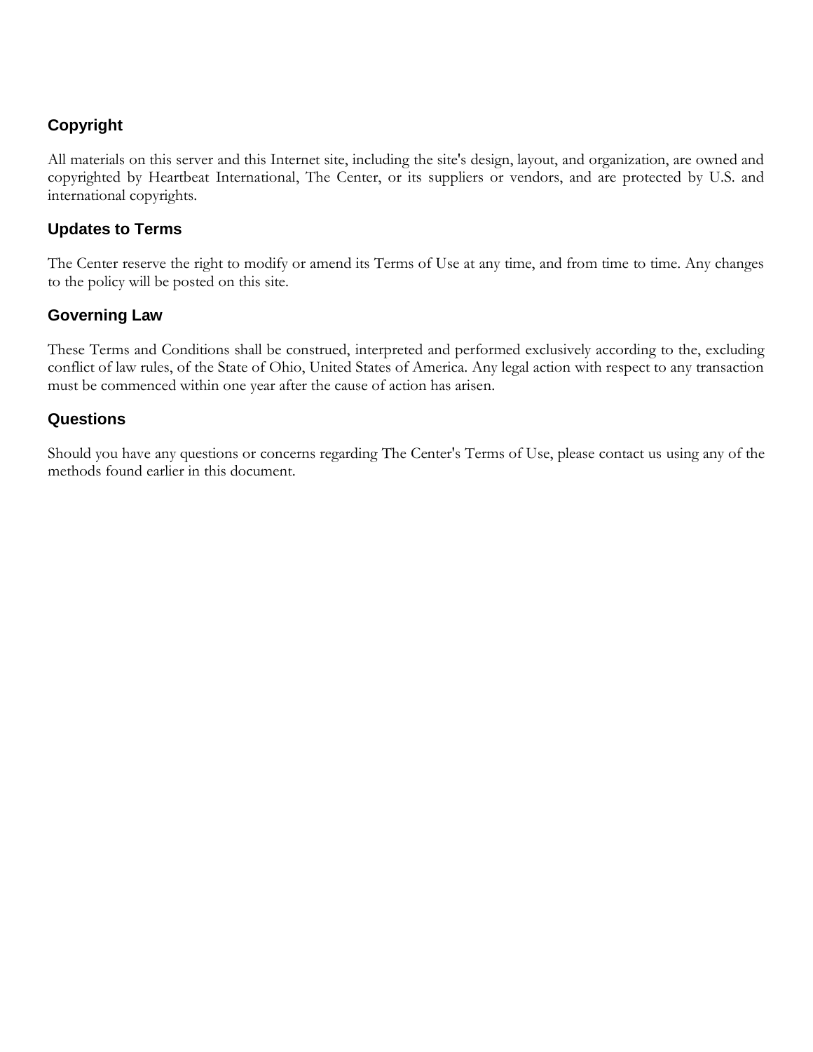## Copyright

All materials on this server and this Internet site, including the site's design, layout, and organization, are owned and copyrighted by Heartbeat International, The Center, or its suppliers or vendors, and are protected by U.S. and international copyrights.

## Updates to Terms

The Center reserve the right to modify or amend its Terms of Use at any time, and from time to time. Any changes to the policy will be posted on this site.

## Governing Law

These Terms and Conditions shall be construed, interpreted and performed exclusively according to the, excluding conflict of law rules, of the State of Ohio, United States of America. Any legal action with respect to any transaction must be commenced within one year after the cause of action has arisen.

## Questions

Should you have any questions or concerns regarding The Center's Terms of Use, please contact us using any of the methods found earlier in this document.